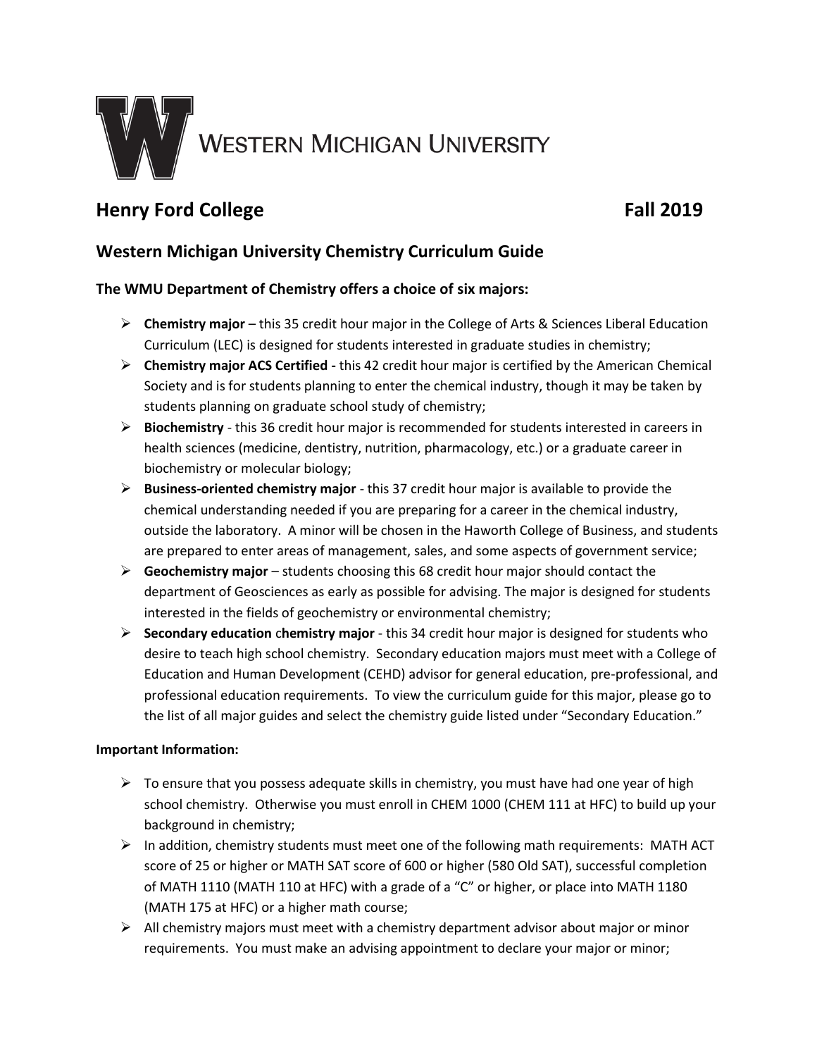WESTERN MICHIGAN UNIVERSITY

# Henry Ford College Fall 2019

## Western Michigan University Chemistry Curriculum Guide

### The WMU Department of Chemistry offers a choice of six majors:

- **Chemistry major** – this 35 credit hour major in the College of Arts & Sciences Liberal Education Curriculum (LEC) is designed for students interested in graduate studies in chemistry;
- **Chemistry major ACS Certified -** this 42 credit hour major is certified by the American Chemical Society and is for students planning to enter the chemical industry, though it may be taken by students planning on graduate school study of chemistry;
- **Biochemistry** - this 36 credit hour major is recommended for students interested in careers in health sciences (medicine, dentistry, nutrition, pharmacology, etc.) or a graduate career in biochemistry or molecular biology;
- **Business-oriented chemistry major** - this 37 credit hour major is available to provide the chemical understanding needed if you are preparing for a career in the chemical industry, outside the laboratory. A minor will be chosen in the Haworth College of Business, and students are prepared to enter areas of management, sales, and some aspects of government service;
- **Geochemistry major** – students choosing this 68 credit hour major should contact the department of Geosciences as early as possible for advising. The major is designed for students interested in the fields of geochemistry or environmental chemistry;
- **Secondary education chemistry major** - this 34 credit hour major is designed for students who desire to teach high school chemistry. Secondary education majors must meet with a College of Education and Human Development (CEHD) advisor for general education, pre-professional, and professional education requirements. To view the curriculum guide for this major, please go to the list of all major guides and select the chemistry guide listed under "Secondary Education."

**Important Information:**

- To ensure that you possess adequate skills in chemistry, you must have had one year of high school chemistry. Otherwise you must enroll in CHEM 1000 (CHEM 111 at HFC) to build up your background in chemistry;
- In addition, chemistry students must meet one of the following math requirements: MATH ACT score of 25 or higher or MATH SAT score of 600 or higher (580 Old SAT), successful completion of MATH 1110 (MATH 110 at HFC) with a grade of a "C" or higher, or place into MATH 1180 (MATH 175 at HFC) or a higher math course;
- All chemistry majors must meet with a chemistry department advisor about major or minor requirements. You must make an advising appointment to declare your major or minor;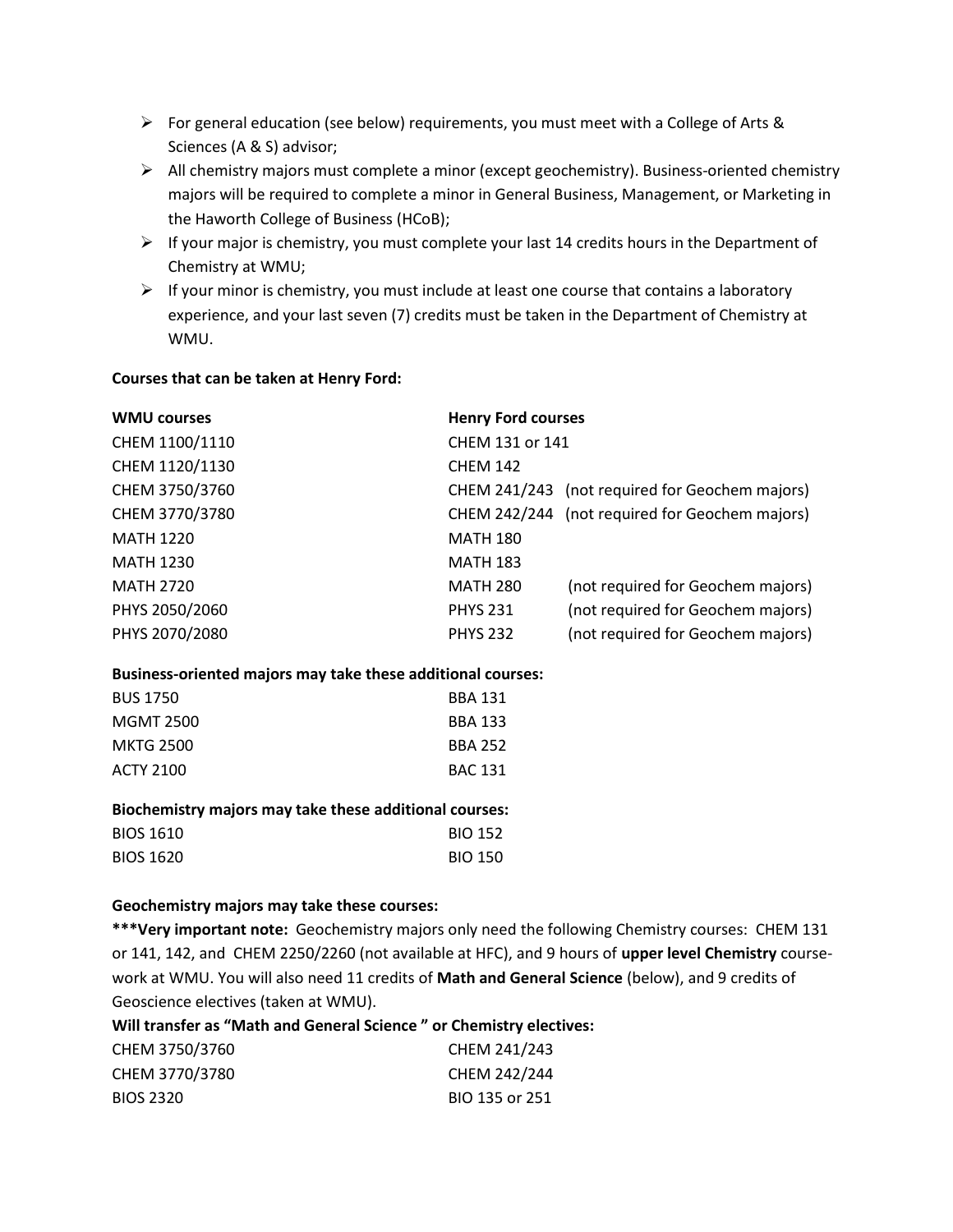- For general education (see below) requirements, you must meet with a College of Arts & Sciences (A & S) advisor;
- All chemistry majors must complete a minor (except geochemistry). Business-oriented chemistry majors will be required to complete a minor in General Business, Management, or Marketing in the Haworth College of Business (HCoB);
- If your major is chemistry, you must complete your last 14 credits hours in the Department of Chemistry at WMU;
- If your minor is chemistry, you must include at least one course that contains a laboratory experience, and your last seven (7) credits must be taken in the Department of Chemistry at WMU.

**Courses that can be taken at Henry Ford:**

| **WMU courses** | **Henry Ford courses** | |
|---|---|---|
| CHEM 1100/1110 | CHEM 131 or 141 | |
| CHEM 1120/1130 | CHEM 142 | |
| CHEM 3750/3760 | CHEM 241/243 | (not required for Geochem majors) |
| CHEM 3770/3780 | CHEM 242/244 | (not required for Geochem majors) |
| MATH 1220 | MATH 180 | |
| MATH 1230 | MATH 183 | |
| MATH 2720 | MATH 280 | (not required for Geochem majors) |
| PHYS 2050/2060 | PHYS 231 | (not required for Geochem majors) |
| PHYS 2070/2080 | PHYS 232 | (not required for Geochem majors) |

**Business-oriented majors may take these additional courses:**

| | |
|---|---|
| BUS 1750 | BBA 131 |
| MGMT 2500 | BBA 133 |
| MKTG 2500 | BBA 252 |
| ACTY 2100 | BAC 131 |

**Biochemistry majors may take these additional courses:**

| | |
|---|---|
| BIOS 1610 | BIO 152 |
| BIOS 1620 | BIO 150 |

**Geochemistry majors may take these courses:**

**\*\*\*Very important note:** Geochemistry majors only need the following Chemistry courses: CHEM 131 or 141, 142, and CHEM 2250/2260 (not available at HFC), and 9 hours of **upper level Chemistry** course-work at WMU. You will also need 11 credits of **Math and General Science** (below), and 9 credits of Geoscience electives (taken at WMU).

**Will transfer as "Math and General Science " or Chemistry electives:**

| | |
|---|---|
| CHEM 3750/3760 | CHEM 241/243 |
| CHEM 3770/3780 | CHEM 242/244 |
| BIOS 2320 | BIO 135 or 251 |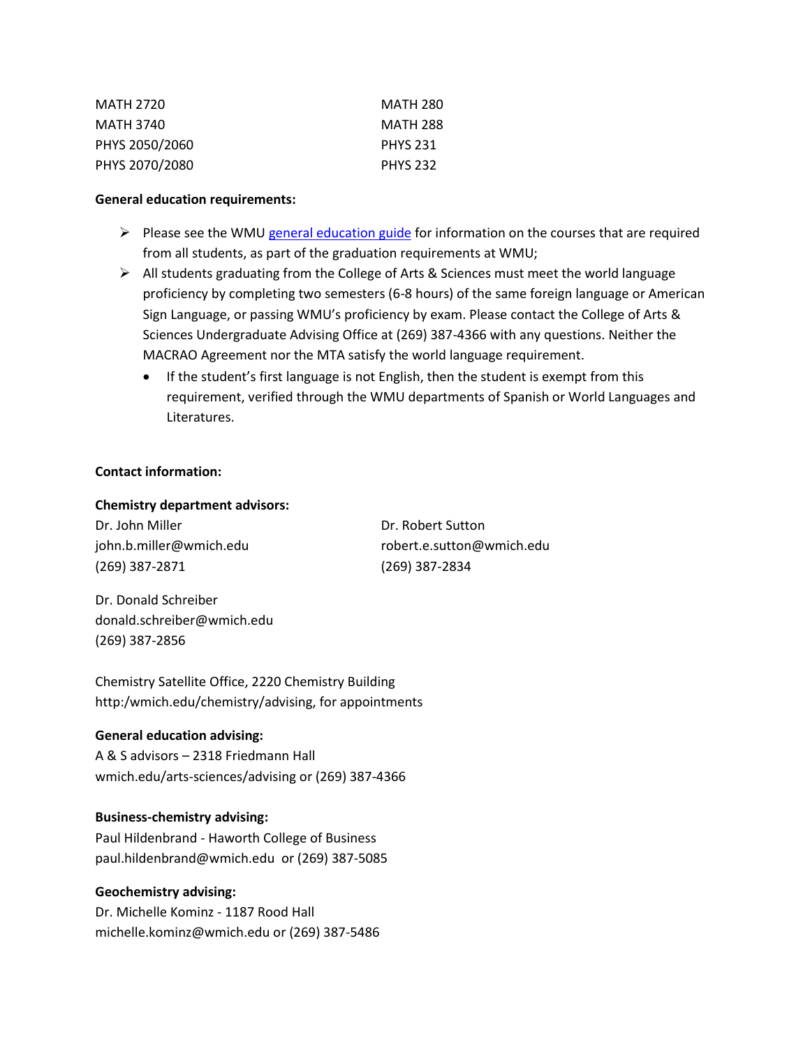| | |
|---|---|
| MATH 2720 | MATH 280 |
| MATH 3740 | MATH 288 |
| PHYS 2050/2060 | PHYS 231 |
| PHYS 2070/2080 | PHYS 232 |

**General education requirements:**

- Please see the WMU [general education guide](general education guide) for information on the courses that are required from all students, as part of the graduation requirements at WMU;
- All students graduating from the College of Arts & Sciences must meet the world language proficiency by completing two semesters (6-8 hours) of the same foreign language or American Sign Language, or passing WMU's proficiency by exam. Please contact the College of Arts & Sciences Undergraduate Advising Office at (269) 387-4366 with any questions. Neither the MACRAO Agreement nor the MTA satisfy the world language requirement.
  - If the student's first language is not English, then the student is exempt from this requirement, verified through the WMU departments of Spanish or World Languages and Literatures.

**Contact information:**

**Chemistry department advisors:**

Dr. John Miller
john.b.miller@wmich.edu
(269) 387-2871

Dr. Robert Sutton
robert.e.sutton@wmich.edu
(269) 387-2834

Dr. Donald Schreiber
donald.schreiber@wmich.edu
(269) 387-2856

Chemistry Satellite Office, 2220 Chemistry Building
http:/wmich.edu/chemistry/advising, for appointments

**General education advising:**
A & S advisors – 2318 Friedmann Hall
wmich.edu/arts-sciences/advising or (269) 387-4366

**Business-chemistry advising:**
Paul Hildenbrand - Haworth College of Business
paul.hildenbrand@wmich.edu or (269) 387-5085

**Geochemistry advising:**
Dr. Michelle Kominz - 1187 Rood Hall
michelle.kominz@wmich.edu or (269) 387-5486